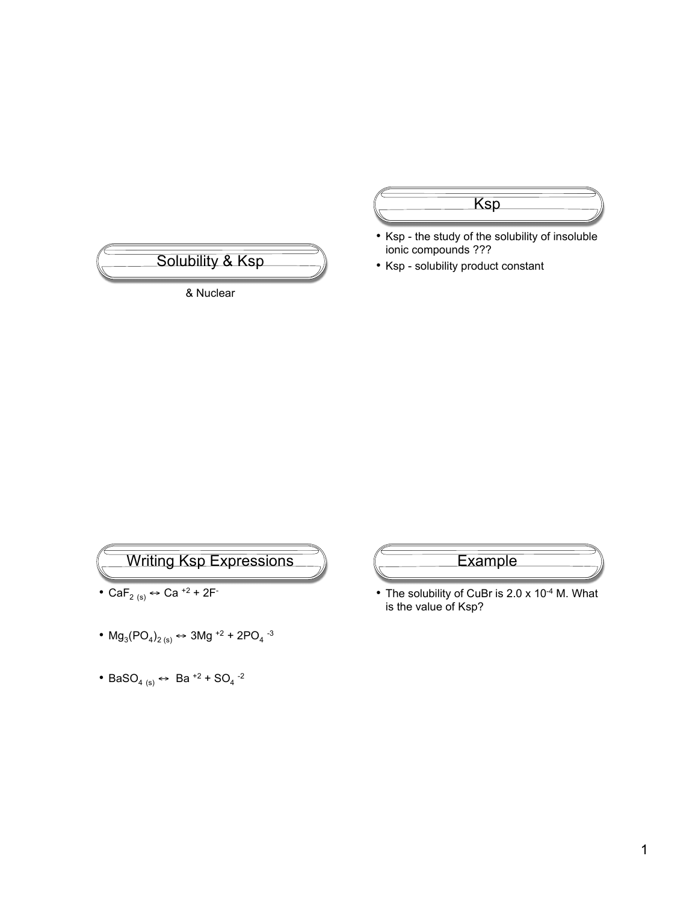# Solubility & Ksp

& Nuclear

## Ksp

- Ksp - the study of the solubility of insoluble ionic compounds ???
- Ksp - solubility product constant

## Writing Ksp Expressions

- $CaF_{2\,(s)} \leftrightarrow Ca^{+2} + 2F^{-}$
- $Mg_3(PO_4)_{2\,(s)} \leftrightarrow 3Mg^{+2} + 2PO_4^{-3}$
- $BaSO_{4\,(s)} \leftrightarrow Ba^{+2} + SO_4^{-2}$

## Example

- The solubility of CuBr is $2.0 \times 10^{-4}$ M. What is the value of Ksp?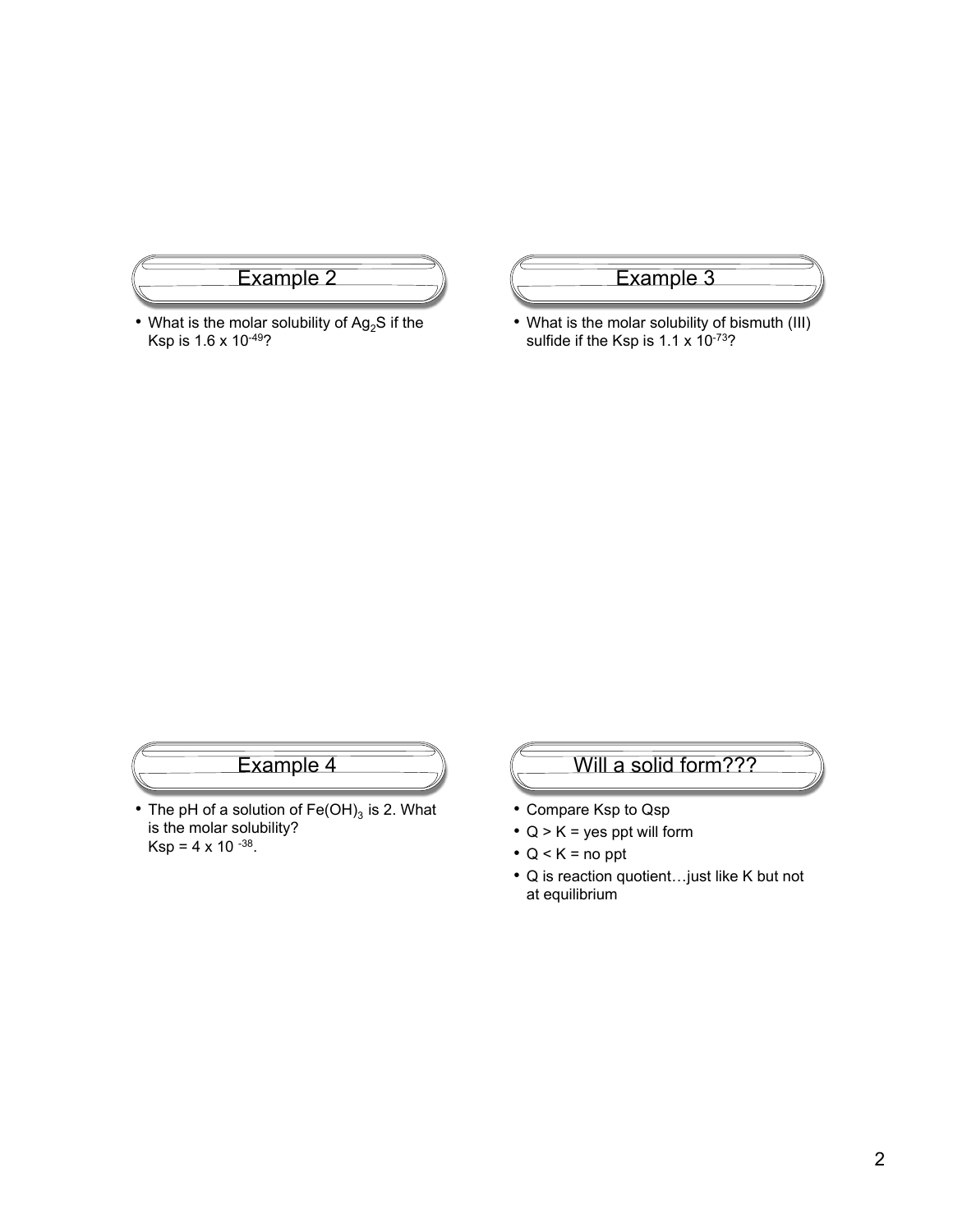## Example 2

- What is the molar solubility of $Ag_2S$ if the Ksp is $1.6 \times 10^{-49}$?

## Example 3

- What is the molar solubility of bismuth (III) sulfide if the Ksp is $1.1 \times 10^{-73}$?

## Example 4

- The pH of a solution of $Fe(OH)_3$ is 2. What is the molar solubility?
  Ksp = $4 \times 10^{-38}$.

## Will a solid form???

- Compare Ksp to Qsp
- Q > K = yes ppt will form
- Q < K = no ppt
- Q is reaction quotient…just like K but not at equilibrium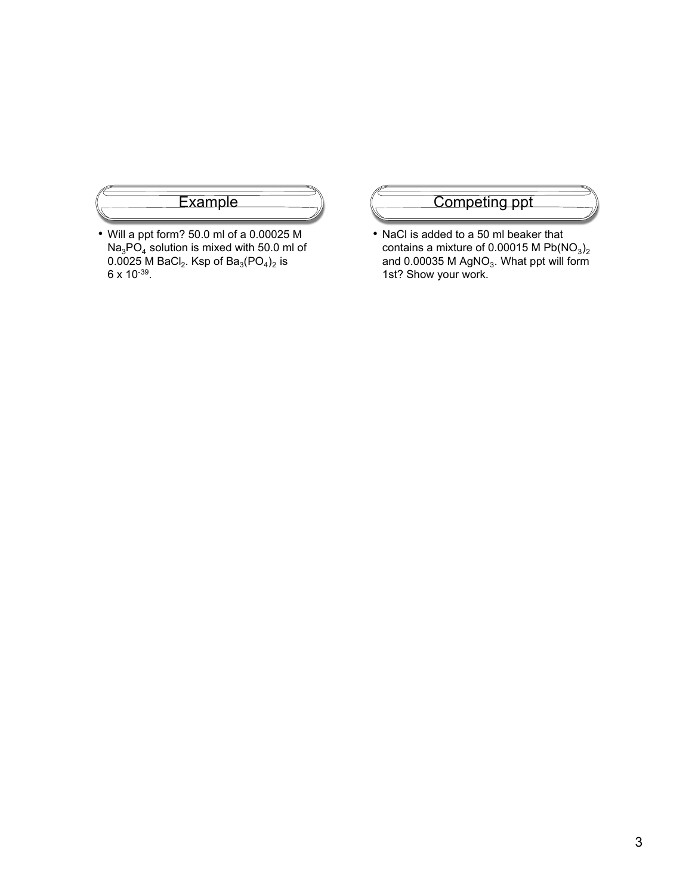## Example

- Will a ppt form? 50.0 ml of a 0.00025 M $Na_3PO_4$ solution is mixed with 50.0 ml of 0.0025 M $BaCl_2$. Ksp of $Ba_3(PO_4)_2$ is $6 \times 10^{-39}$.

## Competing ppt

- NaCl is added to a 50 ml beaker that contains a mixture of 0.00015 M $Pb(NO_3)_2$ and 0.00035 M $AgNO_3$. What ppt will form 1st? Show your work.